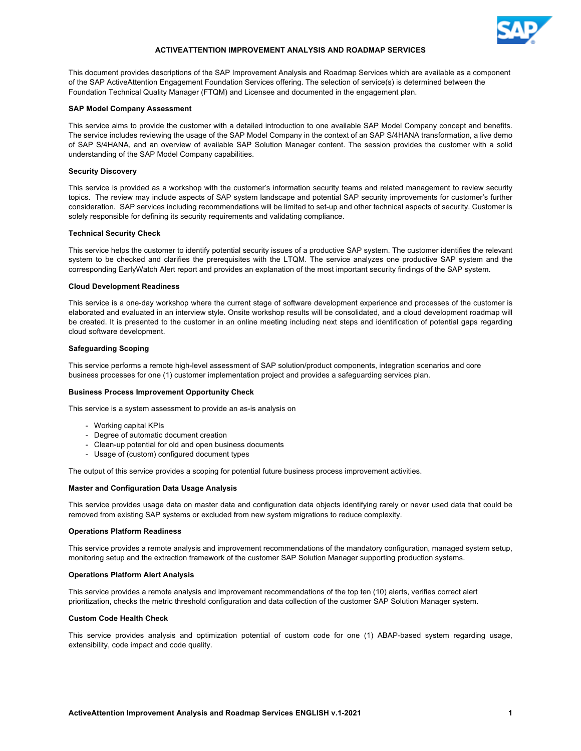# ACTIVEATTENTION IMPROVEMENT ANALYSIS AND ROADMAP SERVICES

This document provides descriptions of the SAP Improvement Analysis and Roadmap Services which are available as a component of the SAP ActiveAttention Engagement Foundation Services offering. The selection of service(s) is determined between the Foundation Technical Quality Manager (FTQM) and Licensee and documented in the engagement plan.

**SAP Model Company Assessment**

This service aims to provide the customer with a detailed introduction to one available SAP Model Company concept and benefits. The service includes reviewing the usage of the SAP Model Company in the context of an SAP S/4HANA transformation, a live demo of SAP S/4HANA, and an overview of available SAP Solution Manager content. The session provides the customer with a solid understanding of the SAP Model Company capabilities.

**Security Discovery**

This service is provided as a workshop with the customer's information security teams and related management to review security topics. The review may include aspects of SAP system landscape and potential SAP security improvements for customer's further consideration. SAP services including recommendations will be limited to set-up and other technical aspects of security. Customer is solely responsible for defining its security requirements and validating compliance.

**Technical Security Check**

This service helps the customer to identify potential security issues of a productive SAP system. The customer identifies the relevant system to be checked and clarifies the prerequisites with the LTQM. The service analyzes one productive SAP system and the corresponding EarlyWatch Alert report and provides an explanation of the most important security findings of the SAP system.

**Cloud Development Readiness**

This service is a one-day workshop where the current stage of software development experience and processes of the customer is elaborated and evaluated in an interview style. Onsite workshop results will be consolidated, and a cloud development roadmap will be created. It is presented to the customer in an online meeting including next steps and identification of potential gaps regarding cloud software development.

**Safeguarding Scoping**

This service performs a remote high-level assessment of SAP solution/product components, integration scenarios and core business processes for one (1) customer implementation project and provides a safeguarding services plan.

**Business Process Improvement Opportunity Check**

This service is a system assessment to provide an as-is analysis on

- Working capital KPIs
- Degree of automatic document creation
- Clean-up potential for old and open business documents
- Usage of (custom) configured document types

The output of this service provides a scoping for potential future business process improvement activities.

**Master and Configuration Data Usage Analysis**

This service provides usage data on master data and configuration data objects identifying rarely or never used data that could be removed from existing SAP systems or excluded from new system migrations to reduce complexity.

**Operations Platform Readiness**

This service provides a remote analysis and improvement recommendations of the mandatory configuration, managed system setup, monitoring setup and the extraction framework of the customer SAP Solution Manager supporting production systems.

**Operations Platform Alert Analysis**

This service provides a remote analysis and improvement recommendations of the top ten (10) alerts, verifies correct alert prioritization, checks the metric threshold configuration and data collection of the customer SAP Solution Manager system.

**Custom Code Health Check**

This service provides analysis and optimization potential of custom code for one (1) ABAP-based system regarding usage, extensibility, code impact and code quality.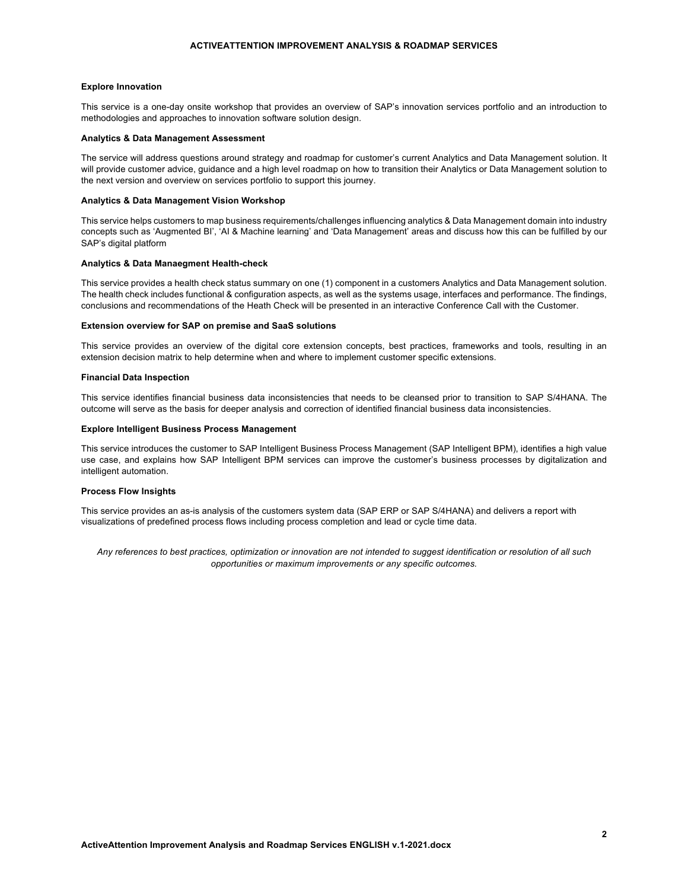**Explore Innovation**

This service is a one-day onsite workshop that provides an overview of SAP's innovation services portfolio and an introduction to methodologies and approaches to innovation software solution design.

**Analytics & Data Management Assessment**

The service will address questions around strategy and roadmap for customer's current Analytics and Data Management solution. It will provide customer advice, guidance and a high level roadmap on how to transition their Analytics or Data Management solution to the next version and overview on services portfolio to support this journey.

**Analytics & Data Management Vision Workshop**

This service helps customers to map business requirements/challenges influencing analytics & Data Management domain into industry concepts such as 'Augmented BI', 'AI & Machine learning' and 'Data Management' areas and discuss how this can be fulfilled by our SAP's digital platform

**Analytics & Data Manaegment Health-check**

This service provides a health check status summary on one (1) component in a customers Analytics and Data Management solution. The health check includes functional & configuration aspects, as well as the systems usage, interfaces and performance. The findings, conclusions and recommendations of the Heath Check will be presented in an interactive Conference Call with the Customer.

**Extension overview for SAP on premise and SaaS solutions**

This service provides an overview of the digital core extension concepts, best practices, frameworks and tools, resulting in an extension decision matrix to help determine when and where to implement customer specific extensions.

**Financial Data Inspection**

This service identifies financial business data inconsistencies that needs to be cleansed prior to transition to SAP S/4HANA. The outcome will serve as the basis for deeper analysis and correction of identified financial business data inconsistencies.

**Explore Intelligent Business Process Management**

This service introduces the customer to SAP Intelligent Business Process Management (SAP Intelligent BPM), identifies a high value use case, and explains how SAP Intelligent BPM services can improve the customer's business processes by digitalization and intelligent automation.

**Process Flow Insights**

This service provides an as-is analysis of the customers system data (SAP ERP or SAP S/4HANA) and delivers a report with visualizations of predefined process flows including process completion and lead or cycle time data.

*Any references to best practices, optimization or innovation are not intended to suggest identification or resolution of all such opportunities or maximum improvements or any specific outcomes.*